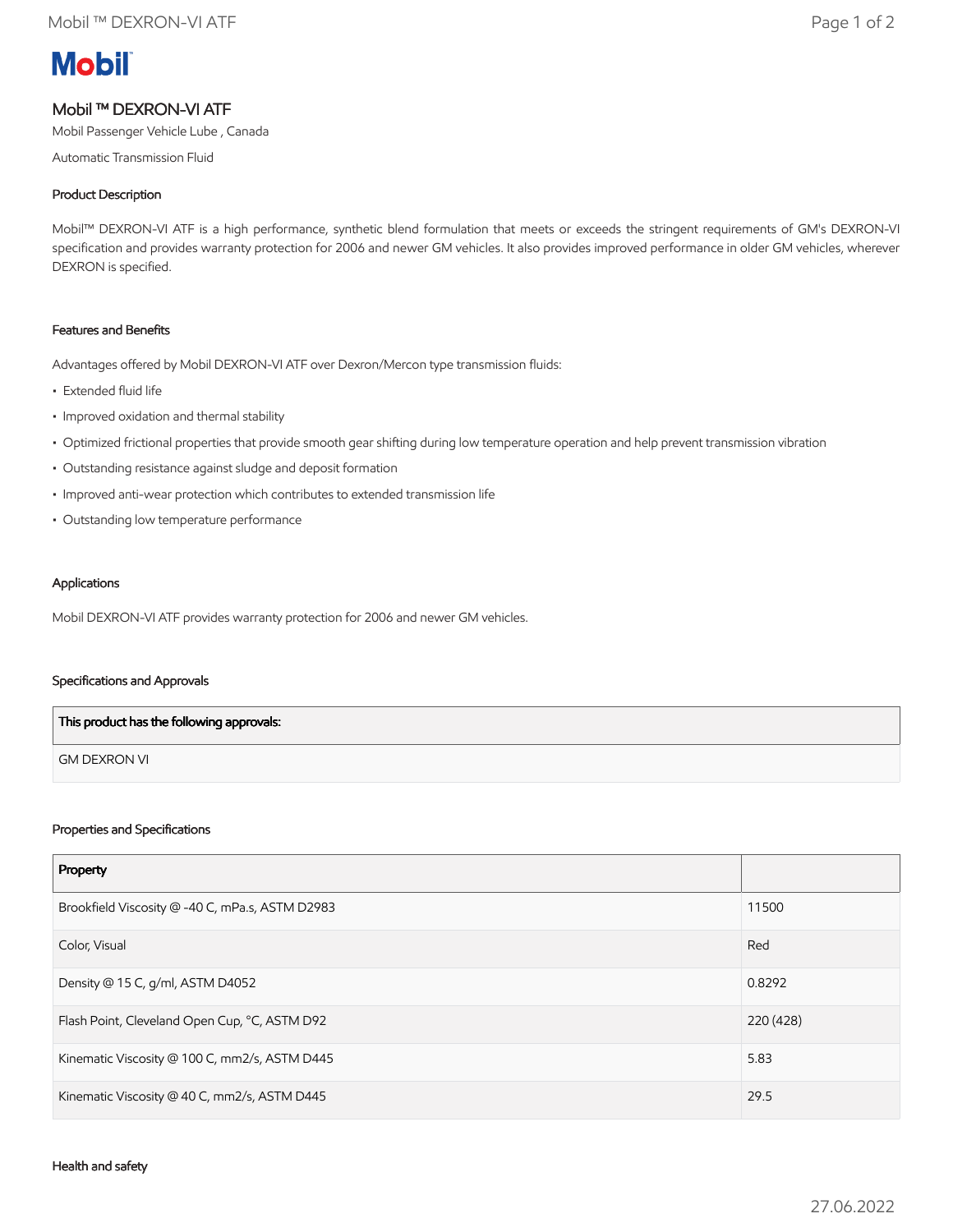Mobil

# Mobil ™ DEXRON-VI ATF

Mobil Passenger Vehicle Lube , Canada

Automatic Transmission Fluid

## Product Description

Mobil™ DEXRON-VI ATF is a high performance, synthetic blend formulation that meets or exceeds the stringent requirements of GM's DEXRON-VI specification and provides warranty protection for 2006 and newer GM vehicles. It also provides improved performance in older GM vehicles, wherever DEXRON is specified.

## Features and Benefits

Advantages offered by Mobil DEXRON-VI ATF over Dexron/Mercon type transmission fluids:

- Extended fluid life
- Improved oxidation and thermal stability
- Optimized frictional properties that provide smooth gear shifting during low temperature operation and help prevent transmission vibration
- Outstanding resistance against sludge and deposit formation
- Improved anti-wear protection which contributes to extended transmission life
- Outstanding low temperature performance

## Applications

Mobil DEXRON-VI ATF provides warranty protection for 2006 and newer GM vehicles.

## Specifications and Approvals

| This product has the following approvals: |
|---|
| GM DEXRON VI |

## Properties and Specifications

| Property | |
|---|---|
| Brookfield Viscosity @ -40 C, mPa.s, ASTM D2983 | 11500 |
| Color, Visual | Red |
| Density @ 15 C, g/ml, ASTM D4052 | 0.8292 |
| Flash Point, Cleveland Open Cup, °C, ASTM D92 | 220 (428) |
| Kinematic Viscosity @ 100 C, mm2/s, ASTM D445 | 5.83 |
| Kinematic Viscosity @ 40 C, mm2/s, ASTM D445 | 29.5 |

## Health and safety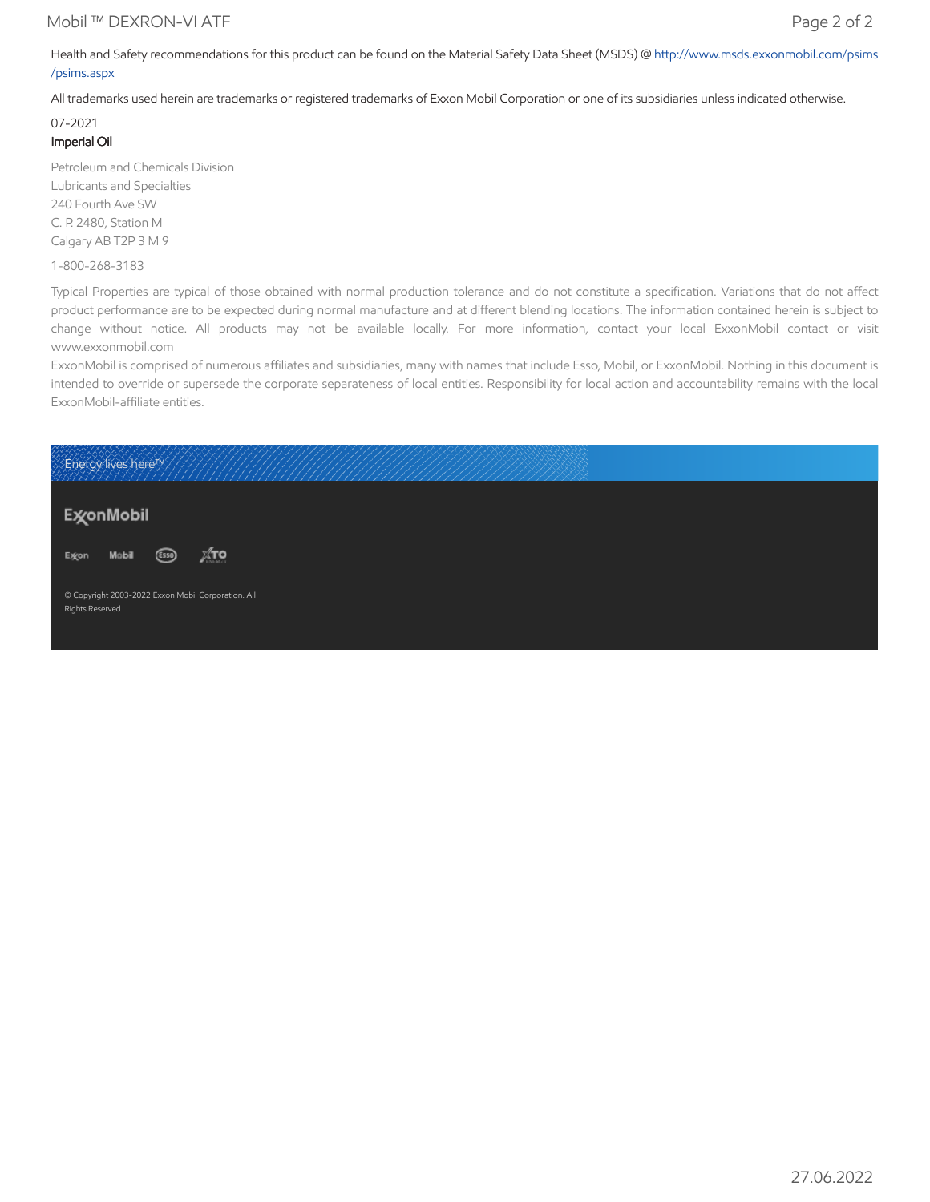Health and Safety recommendations for this product can be found on the Material Safety Data Sheet (MSDS) @ http://www.msds.exxonmobil.com/psims/psims.aspx

All trademarks used herein are trademarks or registered trademarks of Exxon Mobil Corporation or one of its subsidiaries unless indicated otherwise.

07-2021

Imperial Oil

Petroleum and Chemicals Division
Lubricants and Specialties
240 Fourth Ave SW
C. P. 2480, Station M
Calgary AB T2P 3 M 9

1-800-268-3183

Typical Properties are typical of those obtained with normal production tolerance and do not constitute a specification. Variations that do not affect product performance are to be expected during normal manufacture and at different blending locations. The information contained herein is subject to change without notice. All products may not be available locally. For more information, contact your local ExxonMobil contact or visit www.exxonmobil.com

ExxonMobil is comprised of numerous affiliates and subsidiaries, many with names that include Esso, Mobil, or ExxonMobil. Nothing in this document is intended to override or supersede the corporate separateness of local entities. Responsibility for local action and accountability remains with the local ExxonMobil-affiliate entities.

Energy lives here™

ExxonMobil

Exxon Mobil Esso XTO

© Copyright 2003-2022 Exxon Mobil Corporation. All Rights Reserved